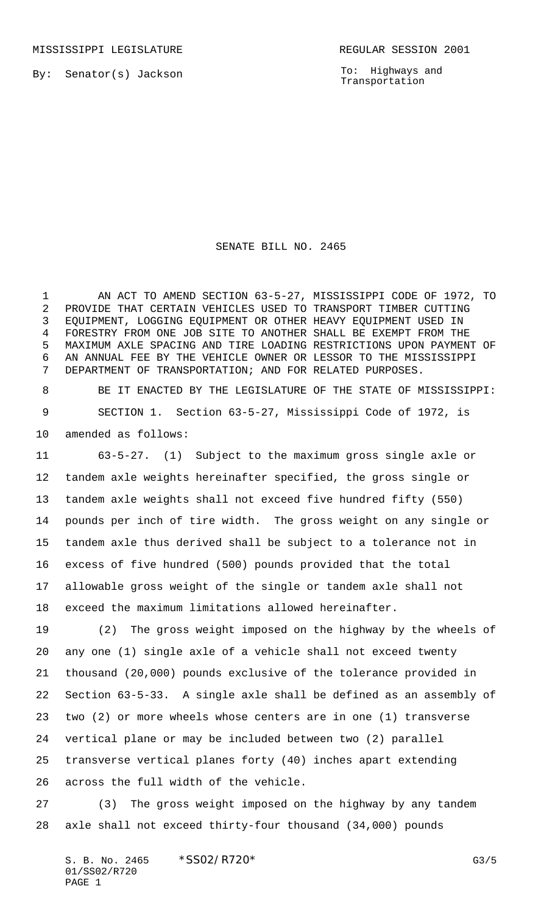MISSISSIPPI LEGISLATURE REGULAR SESSION 2001

By: Senator(s) Jackson

To: Highways and Transportation

# SENATE BILL NO. 2465

AN ACT TO AMEND SECTION 63-5-27, MISSISSIPPI CODE OF 1972, TO PROVIDE THAT CERTAIN VEHICLES USED TO TRANSPORT TIMBER CUTTING EQUIPMENT, LOGGING EQUIPMENT OR OTHER HEAVY EQUIPMENT USED IN FORESTRY FROM ONE JOB SITE TO ANOTHER SHALL BE EXEMPT FROM THE MAXIMUM AXLE SPACING AND TIRE LOADING RESTRICTIONS UPON PAYMENT OF AN ANNUAL FEE BY THE VEHICLE OWNER OR LESSOR TO THE MISSISSIPPI DEPARTMENT OF TRANSPORTATION; AND FOR RELATED PURPOSES.

BE IT ENACTED BY THE LEGISLATURE OF THE STATE OF MISSISSIPPI:

SECTION 1. Section 63-5-27, Mississippi Code of 1972, is amended as follows:

63-5-27. (1) Subject to the maximum gross single axle or tandem axle weights hereinafter specified, the gross single or tandem axle weights shall not exceed five hundred fifty (550) pounds per inch of tire width. The gross weight on any single or tandem axle thus derived shall be subject to a tolerance not in excess of five hundred (500) pounds provided that the total allowable gross weight of the single or tandem axle shall not exceed the maximum limitations allowed hereinafter.

(2) The gross weight imposed on the highway by the wheels of any one (1) single axle of a vehicle shall not exceed twenty thousand (20,000) pounds exclusive of the tolerance provided in Section 63-5-33. A single axle shall be defined as an assembly of two (2) or more wheels whose centers are in one (1) transverse vertical plane or may be included between two (2) parallel transverse vertical planes forty (40) inches apart extending across the full width of the vehicle.

(3) The gross weight imposed on the highway by any tandem axle shall not exceed thirty-four thousand (34,000) pounds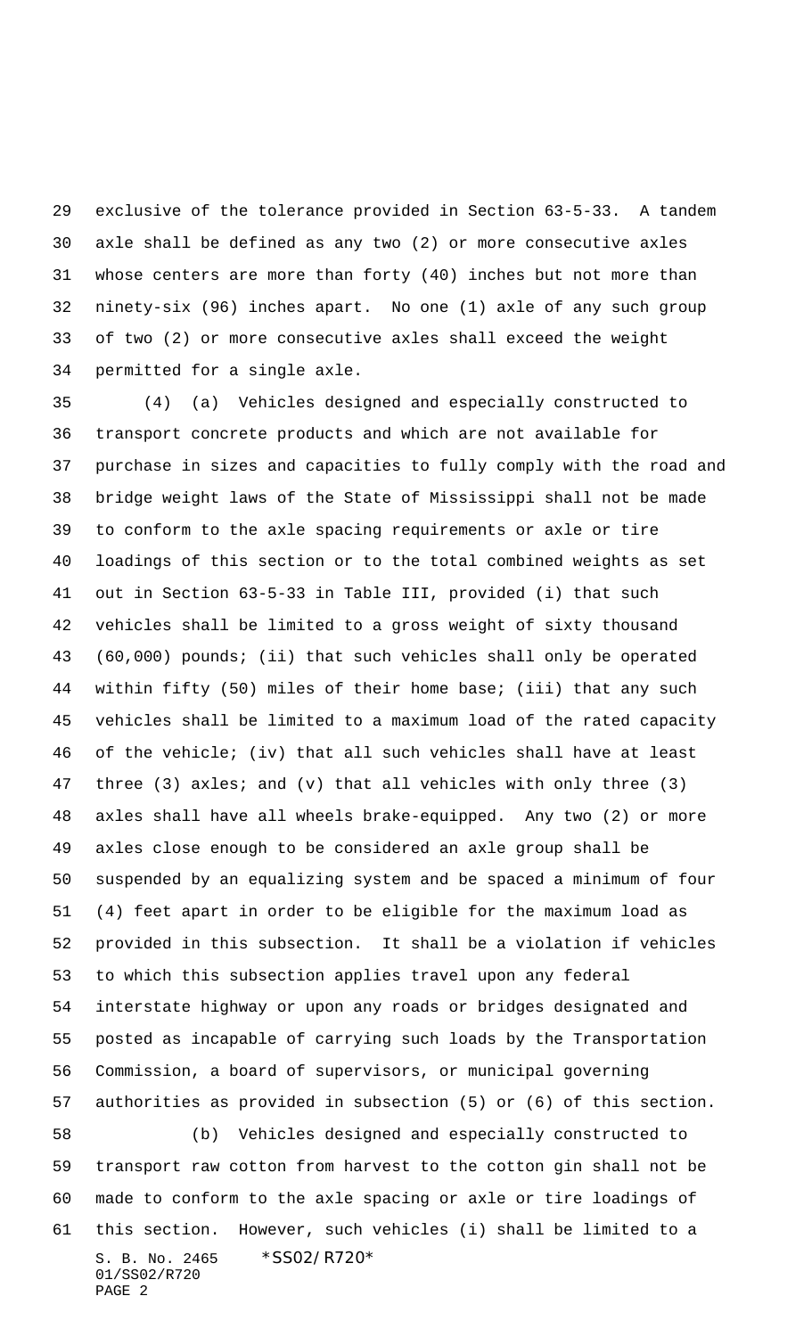exclusive of the tolerance provided in Section 63-5-33. A tandem axle shall be defined as any two (2) or more consecutive axles whose centers are more than forty (40) inches but not more than ninety-six (96) inches apart. No one (1) axle of any such group of two (2) or more consecutive axles shall exceed the weight permitted for a single axle.

(4) (a) Vehicles designed and especially constructed to transport concrete products and which are not available for purchase in sizes and capacities to fully comply with the road and bridge weight laws of the State of Mississippi shall not be made to conform to the axle spacing requirements or axle or tire loadings of this section or to the total combined weights as set out in Section 63-5-33 in Table III, provided (i) that such vehicles shall be limited to a gross weight of sixty thousand (60,000) pounds; (ii) that such vehicles shall only be operated within fifty (50) miles of their home base; (iii) that any such vehicles shall be limited to a maximum load of the rated capacity of the vehicle; (iv) that all such vehicles shall have at least three (3) axles; and (v) that all vehicles with only three (3) axles shall have all wheels brake-equipped. Any two (2) or more axles close enough to be considered an axle group shall be suspended by an equalizing system and be spaced a minimum of four (4) feet apart in order to be eligible for the maximum load as provided in this subsection. It shall be a violation if vehicles to which this subsection applies travel upon any federal interstate highway or upon any roads or bridges designated and posted as incapable of carrying such loads by the Transportation Commission, a board of supervisors, or municipal governing authorities as provided in subsection (5) or (6) of this section.

(b) Vehicles designed and especially constructed to transport raw cotton from harvest to the cotton gin shall not be made to conform to the axle spacing or axle or tire loadings of this section. However, such vehicles (i) shall be limited to a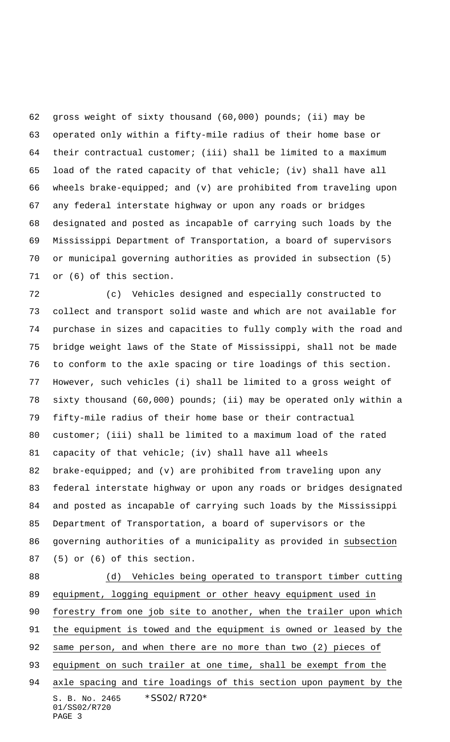gross weight of sixty thousand (60,000) pounds; (ii) may be operated only within a fifty-mile radius of their home base or their contractual customer; (iii) shall be limited to a maximum load of the rated capacity of that vehicle; (iv) shall have all wheels brake-equipped; and (v) are prohibited from traveling upon any federal interstate highway or upon any roads or bridges designated and posted as incapable of carrying such loads by the Mississippi Department of Transportation, a board of supervisors or municipal governing authorities as provided in subsection (5) or (6) of this section.

(c) Vehicles designed and especially constructed to collect and transport solid waste and which are not available for purchase in sizes and capacities to fully comply with the road and bridge weight laws of the State of Mississippi, shall not be made to conform to the axle spacing or tire loadings of this section. However, such vehicles (i) shall be limited to a gross weight of sixty thousand (60,000) pounds; (ii) may be operated only within a fifty-mile radius of their home base or their contractual customer; (iii) shall be limited to a maximum load of the rated capacity of that vehicle; (iv) shall have all wheels brake-equipped; and (v) are prohibited from traveling upon any federal interstate highway or upon any roads or bridges designated and posted as incapable of carrying such loads by the Mississippi Department of Transportation, a board of supervisors or the governing authorities of a municipality as provided in <u>subsection</u> (5) or (6) of this section.

<u>(d) Vehicles being operated to transport timber cutting equipment, logging equipment or other heavy equipment used in forestry from one job site to another, when the trailer upon which the equipment is towed and the equipment is owned or leased by the same person, and when there are no more than two (2) pieces of equipment on such trailer at one time, shall be exempt from the axle spacing and tire loadings of this section upon payment by the</u>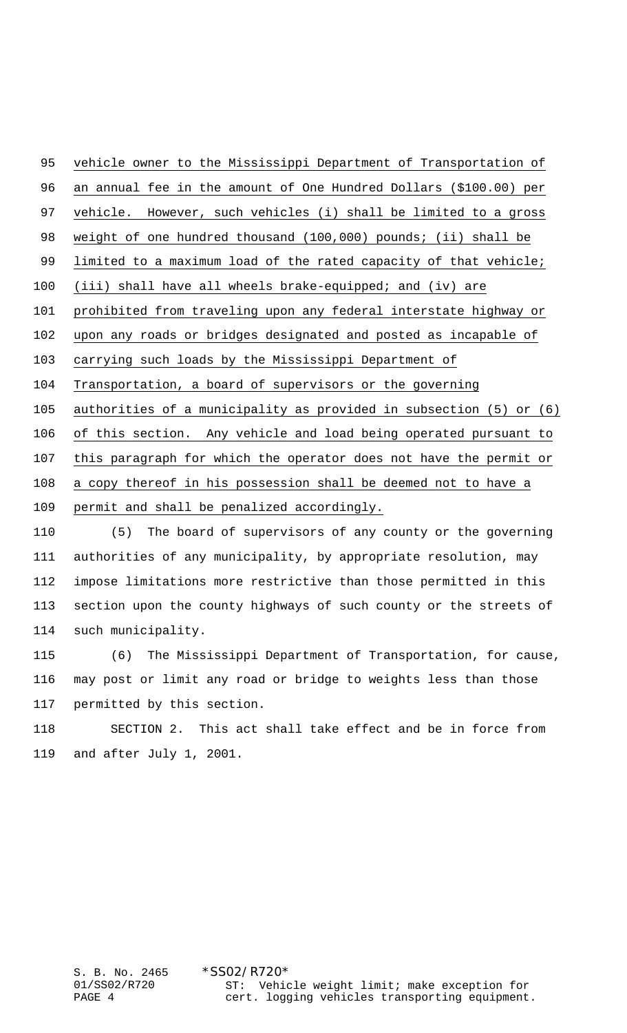vehicle owner to the Mississippi Department of Transportation of an annual fee in the amount of One Hundred Dollars ($100.00) per vehicle. However, such vehicles (i) shall be limited to a gross weight of one hundred thousand (100,000) pounds; (ii) shall be limited to a maximum load of the rated capacity of that vehicle; (iii) shall have all wheels brake-equipped; and (iv) are prohibited from traveling upon any federal interstate highway or upon any roads or bridges designated and posted as incapable of carrying such loads by the Mississippi Department of Transportation, a board of supervisors or the governing authorities of a municipality as provided in subsection (5) or (6) of this section. Any vehicle and load being operated pursuant to this paragraph for which the operator does not have the permit or a copy thereof in his possession shall be deemed not to have a permit and shall be penalized accordingly.

(5) The board of supervisors of any county or the governing authorities of any municipality, by appropriate resolution, may impose limitations more restrictive than those permitted in this section upon the county highways of such county or the streets of such municipality.

(6) The Mississippi Department of Transportation, for cause, may post or limit any road or bridge to weights less than those permitted by this section.

SECTION 2. This act shall take effect and be in force from and after July 1, 2001.